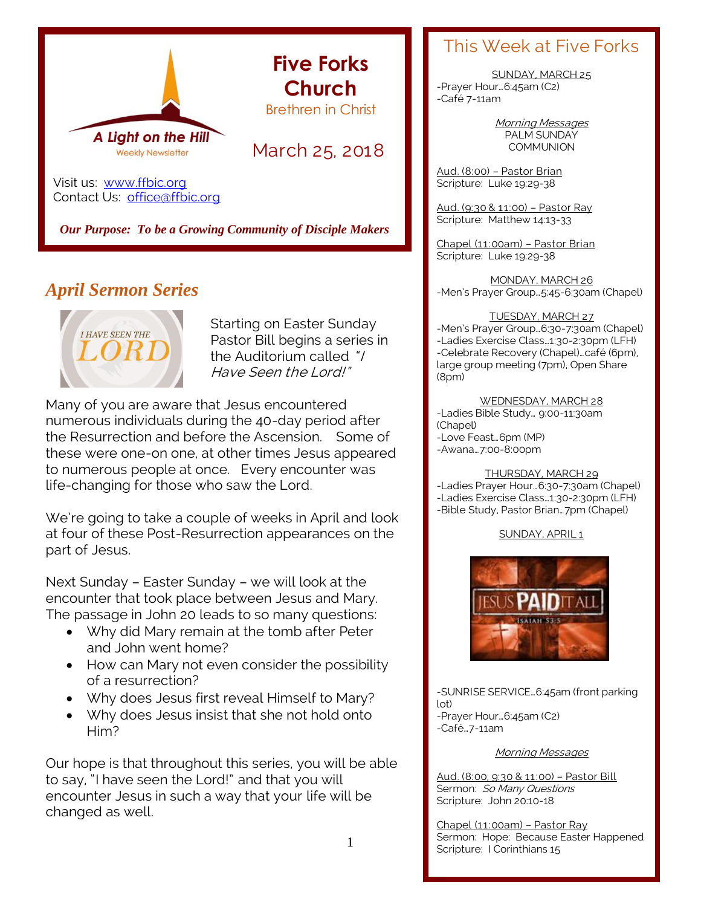# Five Forks Church

Brethren in Christ

A Light on the Hill

Weekly Newsletter

March 25, 2018

Visit us: www.ffbic.org
Contact Us: office@ffbic.org

***Our Purpose: To be a Growing Community of Disciple Makers***

## *April Sermon Series*

I HAVE SEEN THE LORD

Starting on Easter Sunday Pastor Bill begins a series in the Auditorium called *"I Have Seen the Lord!"*

Many of you are aware that Jesus encountered numerous individuals during the 40-day period after the Resurrection and before the Ascension. Some of these were one-on one, at other times Jesus appeared to numerous people at once. Every encounter was life-changing for those who saw the Lord.

We're going to take a couple of weeks in April and look at four of these Post-Resurrection appearances on the part of Jesus.

Next Sunday – Easter Sunday – we will look at the encounter that took place between Jesus and Mary. The passage in John 20 leads to so many questions:

- Why did Mary remain at the tomb after Peter and John went home?
- How can Mary not even consider the possibility of a resurrection?
- Why does Jesus first reveal Himself to Mary?
- Why does Jesus insist that she not hold onto Him?

Our hope is that throughout this series, you will be able to say, "I have seen the Lord!" and that you will encounter Jesus in such a way that your life will be changed as well.

## This Week at Five Forks

SUNDAY, MARCH 25

-Prayer Hour…6:45am (C2)
-Café 7-11am

*Morning Messages*
PALM SUNDAY
COMMUNION

Aud. (8:00) – Pastor Brian
Scripture: Luke 19:29-38

Aud. (9:30 & 11:00) – Pastor Ray
Scripture: Matthew 14:13-33

Chapel (11:00am) – Pastor Brian
Scripture: Luke 19:29-38

MONDAY, MARCH 26

-Men's Prayer Group…5:45-6:30am (Chapel)

TUESDAY, MARCH 27

-Men's Prayer Group…6:30-7:30am (Chapel)
-Ladies Exercise Class…1:30-2:30pm (LFH)
-Celebrate Recovery (Chapel)…café (6pm), large group meeting (7pm), Open Share (8pm)

WEDNESDAY, MARCH 28

-Ladies Bible Study… 9:00-11:30am (Chapel)
-Love Feast…6pm (MP)
-Awana…7:00-8:00pm

THURSDAY, MARCH 29

-Ladies Prayer Hour…6:30-7:30am (Chapel)
-Ladies Exercise Class…1:30-2:30pm (LFH)
-Bible Study, Pastor Brian…7pm (Chapel)

SUNDAY, APRIL 1

JESUS PAID IT ALL
ISAIAH 53:5

-SUNRISE SERVICE…6:45am (front parking lot)
-Prayer Hour…6:45am (C2)
-Café…7-11am

*Morning Messages*

Aud. (8:00, 9:30 & 11:00) – Pastor Bill
Sermon: *So Many Questions*
Scripture: John 20:10-18

Chapel (11:00am) – Pastor Ray
Sermon: Hope: Because Easter Happened
Scripture: I Corinthians 15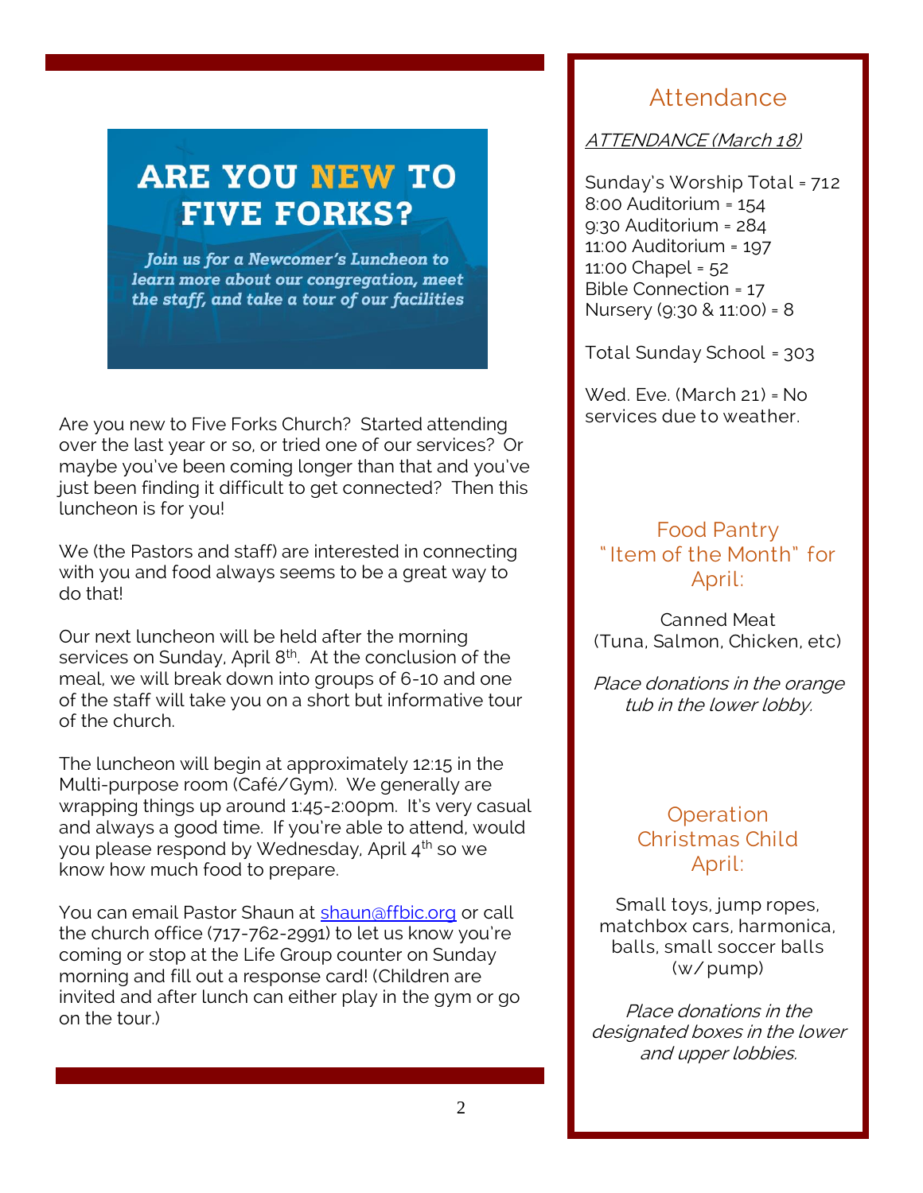# ARE YOU NEW TO FIVE FORKS?

*Join us for a Newcomer's Luncheon to learn more about our congregation, meet the staff, and take a tour of our facilities*

Are you new to Five Forks Church? Started attending over the last year or so, or tried one of our services? Or maybe you've been coming longer than that and you've just been finding it difficult to get connected? Then this luncheon is for you!

We (the Pastors and staff) are interested in connecting with you and food always seems to be a great way to do that!

Our next luncheon will be held after the morning services on Sunday, April 8th. At the conclusion of the meal, we will break down into groups of 6-10 and one of the staff will take you on a short but informative tour of the church.

The luncheon will begin at approximately 12:15 in the Multi-purpose room (Café/Gym). We generally are wrapping things up around 1:45-2:00pm. It's very casual and always a good time. If you're able to attend, would you please respond by Wednesday, April 4th so we know how much food to prepare.

You can email Pastor Shaun at shaun@ffbic.org or call the church office (717-762-2991) to let us know you're coming or stop at the Life Group counter on Sunday morning and fill out a response card! (Children are invited and after lunch can either play in the gym or go on the tour.)

## Attendance

ATTENDANCE (March 18)

Sunday's Worship Total = 712
8:00 Auditorium = 154
9:30 Auditorium = 284
11:00 Auditorium = 197
11:00 Chapel = 52
Bible Connection = 17
Nursery (9:30 & 11:00) = 8

Total Sunday School = 303

Wed. Eve. (March 21) = No services due to weather.

## Food Pantry "Item of the Month" for April:

Canned Meat
(Tuna, Salmon, Chicken, etc)

*Place donations in the orange tub in the lower lobby.*

## Operation Christmas Child April:

Small toys, jump ropes, matchbox cars, harmonica, balls, small soccer balls (w/ pump)

*Place donations in the designated boxes in the lower and upper lobbies.*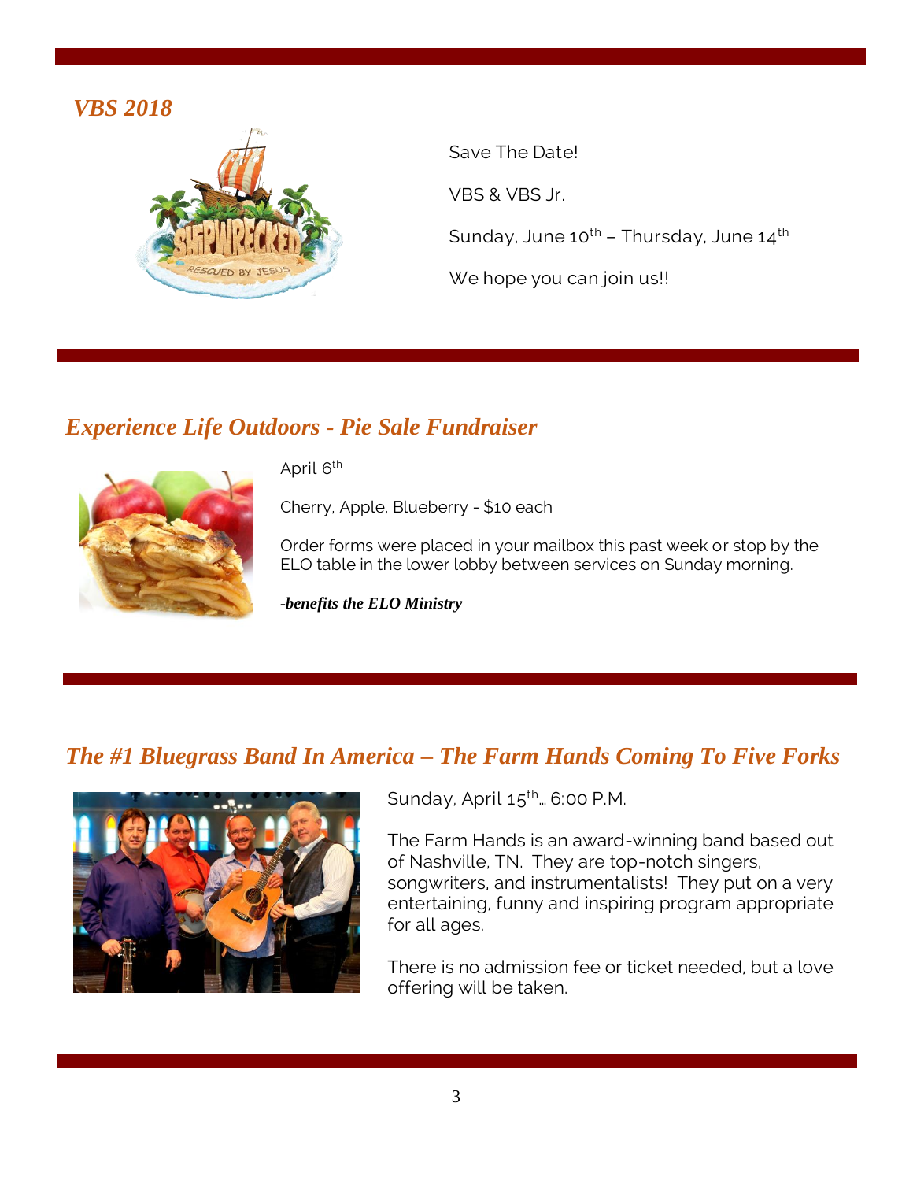## *VBS 2018*

Save The Date!

VBS & VBS Jr.

Sunday, June 10th – Thursday, June 14th

We hope you can join us!!

## *Experience Life Outdoors - Pie Sale Fundraiser*

April 6th

Cherry, Apple, Blueberry - $10 each

Order forms were placed in your mailbox this past week or stop by the ELO table in the lower lobby between services on Sunday morning.

***-benefits the ELO Ministry***

## *The #1 Bluegrass Band In America – The Farm Hands Coming To Five Forks*

Sunday, April 15th… 6:00 P.M.

The Farm Hands is an award-winning band based out of Nashville, TN. They are top-notch singers, songwriters, and instrumentalists! They put on a very entertaining, funny and inspiring program appropriate for all ages.

There is no admission fee or ticket needed, but a love offering will be taken.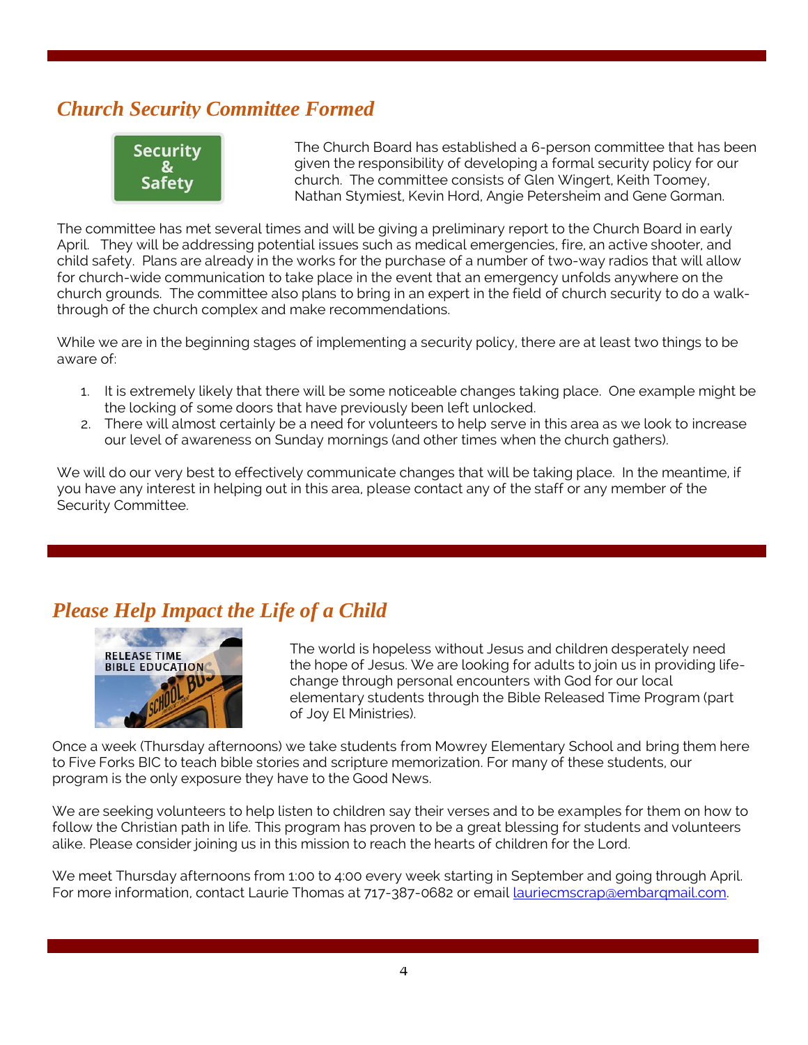## *Church Security Committee Formed*

The Church Board has established a 6-person committee that has been given the responsibility of developing a formal security policy for our church. The committee consists of Glen Wingert, Keith Toomey, Nathan Stymiest, Kevin Hord, Angie Petersheim and Gene Gorman.

The committee has met several times and will be giving a preliminary report to the Church Board in early April. They will be addressing potential issues such as medical emergencies, fire, an active shooter, and child safety. Plans are already in the works for the purchase of a number of two-way radios that will allow for church-wide communication to take place in the event that an emergency unfolds anywhere on the church grounds. The committee also plans to bring in an expert in the field of church security to do a walk-through of the church complex and make recommendations.

While we are in the beginning stages of implementing a security policy, there are at least two things to be aware of:

1. It is extremely likely that there will be some noticeable changes taking place. One example might be the locking of some doors that have previously been left unlocked.
2. There will almost certainly be a need for volunteers to help serve in this area as we look to increase our level of awareness on Sunday mornings (and other times when the church gathers).

We will do our very best to effectively communicate changes that will be taking place. In the meantime, if you have any interest in helping out in this area, please contact any of the staff or any member of the Security Committee.

## *Please Help Impact the Life of a Child*

The world is hopeless without Jesus and children desperately need the hope of Jesus. We are looking for adults to join us in providing life-change through personal encounters with God for our local elementary students through the Bible Released Time Program (part of Joy El Ministries).

Once a week (Thursday afternoons) we take students from Mowrey Elementary School and bring them here to Five Forks BIC to teach bible stories and scripture memorization. For many of these students, our program is the only exposure they have to the Good News.

We are seeking volunteers to help listen to children say their verses and to be examples for them on how to follow the Christian path in life. This program has proven to be a great blessing for students and volunteers alike. Please consider joining us in this mission to reach the hearts of children for the Lord.

We meet Thursday afternoons from 1:00 to 4:00 every week starting in September and going through April. For more information, contact Laurie Thomas at 717-387-0682 or email lauriecmscrap@embarqmail.com.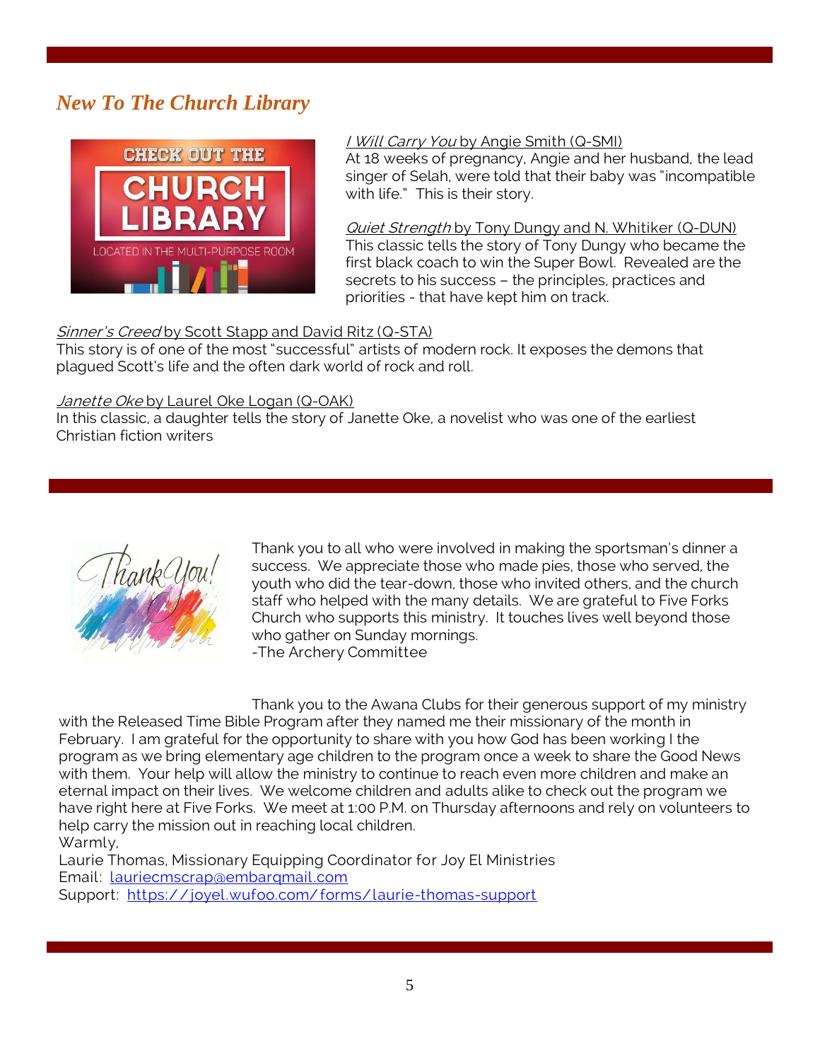## *New To The Church Library*

*I Will Carry You* by Angie Smith (Q-SMI)
At 18 weeks of pregnancy, Angie and her husband, the lead singer of Selah, were told that their baby was "incompatible with life." This is their story.

*Quiet Strength* by Tony Dungy and N. Whitiker (Q-DUN)
This classic tells the story of Tony Dungy who became the first black coach to win the Super Bowl. Revealed are the secrets to his success – the principles, practices and priorities - that have kept him on track.

*Sinner's Creed* by Scott Stapp and David Ritz (Q-STA)
This story is of one of the most "successful" artists of modern rock. It exposes the demons that plagued Scott's life and the often dark world of rock and roll.

*Janette Oke* by Laurel Oke Logan (Q-OAK)
In this classic, a daughter tells the story of Janette Oke, a novelist who was one of the earliest Christian fiction writers

---

Thank you to all who were involved in making the sportsman's dinner a success. We appreciate those who made pies, those who served, the youth who did the tear-down, those who invited others, and the church staff who helped with the many details. We are grateful to Five Forks Church who supports this ministry. It touches lives well beyond those who gather on Sunday mornings.
-The Archery Committee

Thank you to the Awana Clubs for their generous support of my ministry with the Released Time Bible Program after they named me their missionary of the month in February. I am grateful for the opportunity to share with you how God has been working I the program as we bring elementary age children to the program once a week to share the Good News with them. Your help will allow the ministry to continue to reach even more children and make an eternal impact on their lives. We welcome children and adults alike to check out the program we have right here at Five Forks. We meet at 1:00 P.M. on Thursday afternoons and rely on volunteers to help carry the mission out in reaching local children.
Warmly,
Laurie Thomas, Missionary Equipping Coordinator for Joy El Ministries
Email: lauriecmscrap@embarqmail.com
Support: https://joyel.wufoo.com/forms/laurie-thomas-support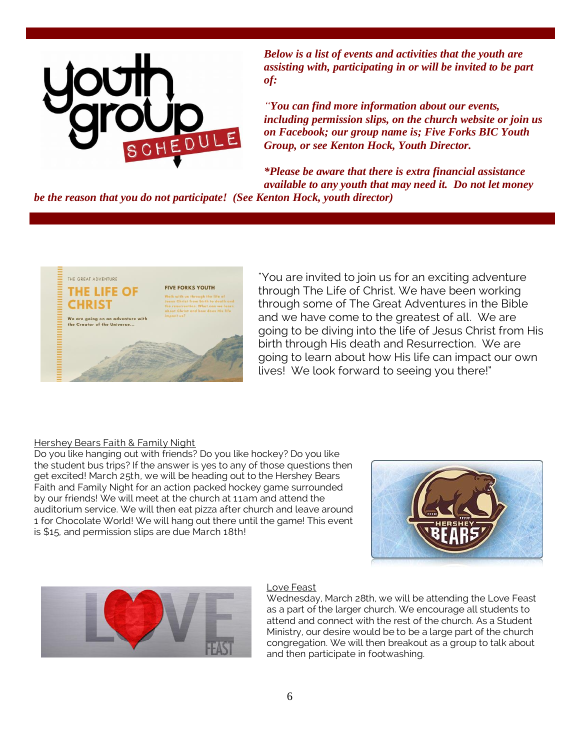***Below is a list of events and activities that the youth are assisting with, participating in or will be invited to be part of:***

***"You can find more information about our events, including permission slips, on the church website or join us on Facebook; our group name is; Five Forks BIC Youth Group, or see Kenton Hock, Youth Director.***

***\*Please be aware that there is extra financial assistance available to any youth that may need it. Do not let money be the reason that you do not participate! (See Kenton Hock, youth director)***

"You are invited to join us for an exciting adventure through The Life of Christ. We have been working through some of The Great Adventures in the Bible and we have come to the greatest of all. We are going to be diving into the life of Jesus Christ from His birth through His death and Resurrection. We are going to learn about how His life can impact our own lives! We look forward to seeing you there!"

Hershey Bears Faith & Family Night

Do you like hanging out with friends? Do you like hockey? Do you like the student bus trips? If the answer is yes to any of those questions then get excited! March 25th, we will be heading out to the Hershey Bears Faith and Family Night for an action packed hockey game surrounded by our friends! We will meet at the church at 11am and attend the auditorium service. We will then eat pizza after church and leave around 1 for Chocolate World! We will hang out there until the game! This event is $15, and permission slips are due March 18th!

Love Feast

Wednesday, March 28th, we will be attending the Love Feast as a part of the larger church. We encourage all students to attend and connect with the rest of the church. As a Student Ministry, our desire would be to be a large part of the church congregation. We will then breakout as a group to talk about and then participate in footwashing.